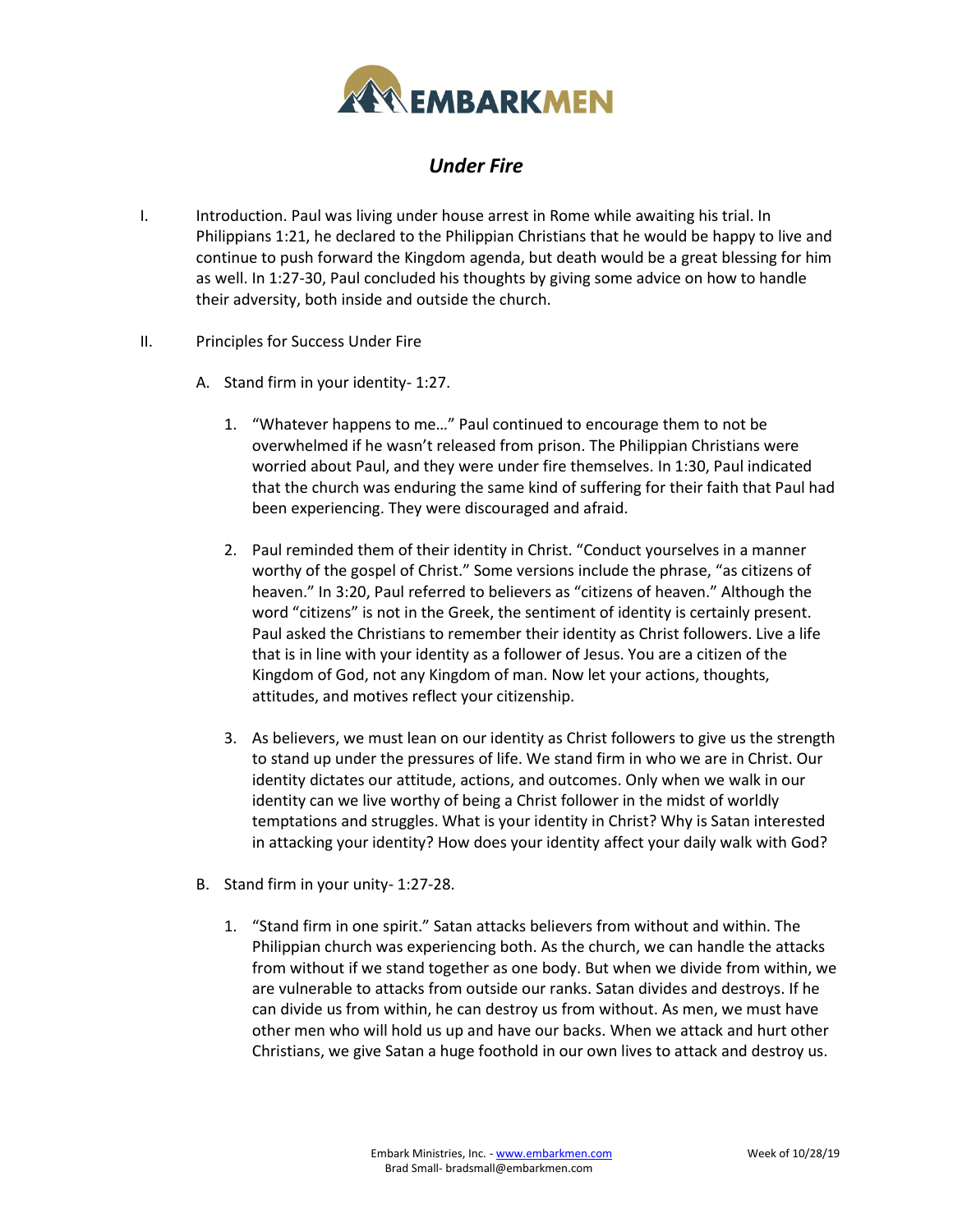# EMBARKMEN

## *Under Fire*

I. Introduction. Paul was living under house arrest in Rome while awaiting his trial. In Philippians 1:21, he declared to the Philippian Christians that he would be happy to live and continue to push forward the Kingdom agenda, but death would be a great blessing for him as well. In 1:27-30, Paul concluded his thoughts by giving some advice on how to handle their adversity, both inside and outside the church.

II. Principles for Success Under Fire

A. Stand firm in your identity- 1:27.

1. "Whatever happens to me…" Paul continued to encourage them to not be overwhelmed if he wasn't released from prison. The Philippian Christians were worried about Paul, and they were under fire themselves. In 1:30, Paul indicated that the church was enduring the same kind of suffering for their faith that Paul had been experiencing. They were discouraged and afraid.

2. Paul reminded them of their identity in Christ. "Conduct yourselves in a manner worthy of the gospel of Christ." Some versions include the phrase, "as citizens of heaven." In 3:20, Paul referred to believers as "citizens of heaven." Although the word "citizens" is not in the Greek, the sentiment of identity is certainly present. Paul asked the Christians to remember their identity as Christ followers. Live a life that is in line with your identity as a follower of Jesus. You are a citizen of the Kingdom of God, not any Kingdom of man. Now let your actions, thoughts, attitudes, and motives reflect your citizenship.

3. As believers, we must lean on our identity as Christ followers to give us the strength to stand up under the pressures of life. We stand firm in who we are in Christ. Our identity dictates our attitude, actions, and outcomes. Only when we walk in our identity can we live worthy of being a Christ follower in the midst of worldly temptations and struggles. What is your identity in Christ? Why is Satan interested in attacking your identity? How does your identity affect your daily walk with God?

B. Stand firm in your unity- 1:27-28.

1. "Stand firm in one spirit." Satan attacks believers from without and within. The Philippian church was experiencing both. As the church, we can handle the attacks from without if we stand together as one body. But when we divide from within, we are vulnerable to attacks from outside our ranks. Satan divides and destroys. If he can divide us from within, he can destroy us from without. As men, we must have other men who will hold us up and have our backs. When we attack and hurt other Christians, we give Satan a huge foothold in our own lives to attack and destroy us.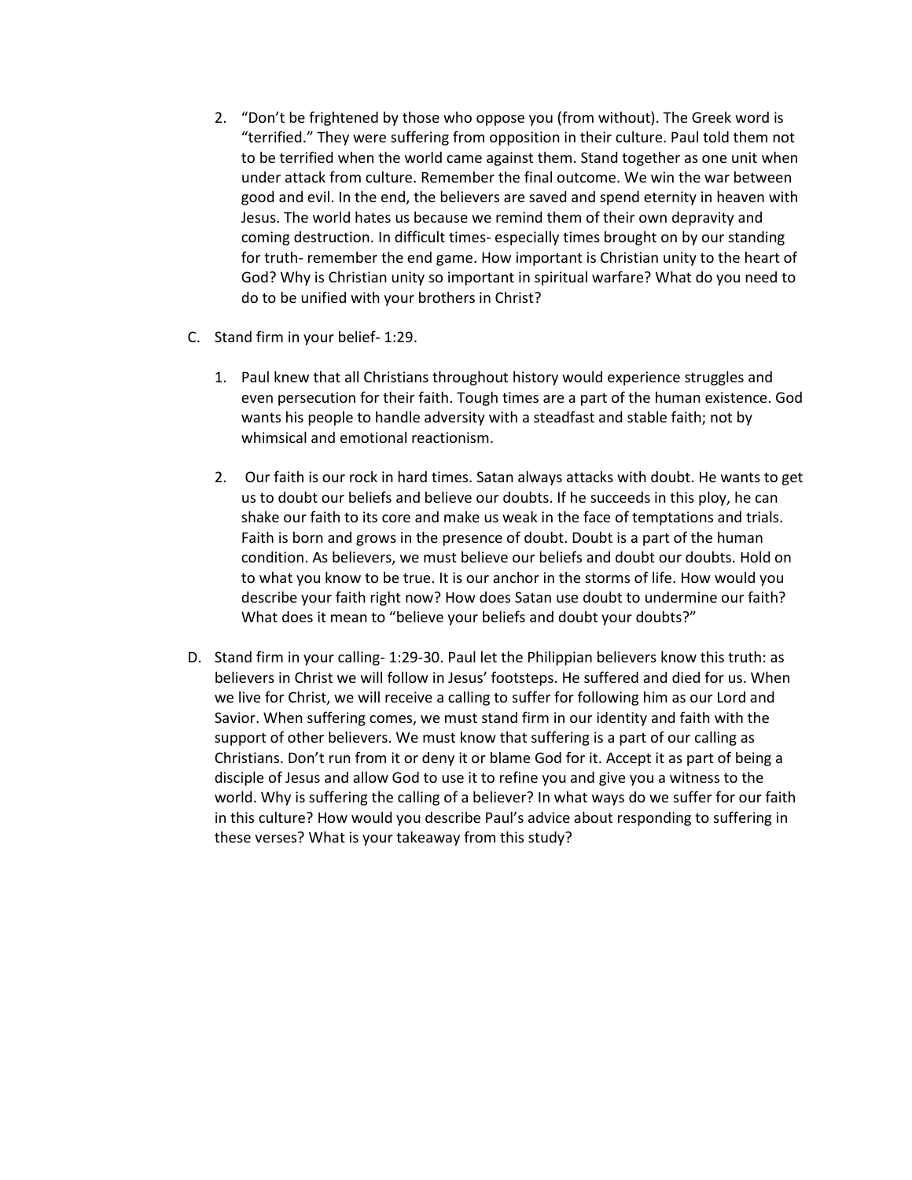2. "Don't be frightened by those who oppose you (from without). The Greek word is "terrified." They were suffering from opposition in their culture. Paul told them not to be terrified when the world came against them. Stand together as one unit when under attack from culture. Remember the final outcome. We win the war between good and evil. In the end, the believers are saved and spend eternity in heaven with Jesus. The world hates us because we remind them of their own depravity and coming destruction. In difficult times- especially times brought on by our standing for truth- remember the end game. How important is Christian unity to the heart of God? Why is Christian unity so important in spiritual warfare? What do you need to do to be unified with your brothers in Christ?

C. Stand firm in your belief- 1:29.

1. Paul knew that all Christians throughout history would experience struggles and even persecution for their faith. Tough times are a part of the human existence. God wants his people to handle adversity with a steadfast and stable faith; not by whimsical and emotional reactionism.

2. Our faith is our rock in hard times. Satan always attacks with doubt. He wants to get us to doubt our beliefs and believe our doubts. If he succeeds in this ploy, he can shake our faith to its core and make us weak in the face of temptations and trials. Faith is born and grows in the presence of doubt. Doubt is a part of the human condition. As believers, we must believe our beliefs and doubt our doubts. Hold on to what you know to be true. It is our anchor in the storms of life. How would you describe your faith right now? How does Satan use doubt to undermine our faith? What does it mean to "believe your beliefs and doubt your doubts?"

D. Stand firm in your calling- 1:29-30. Paul let the Philippian believers know this truth: as believers in Christ we will follow in Jesus' footsteps. He suffered and died for us. When we live for Christ, we will receive a calling to suffer for following him as our Lord and Savior. When suffering comes, we must stand firm in our identity and faith with the support of other believers. We must know that suffering is a part of our calling as Christians. Don't run from it or deny it or blame God for it. Accept it as part of being a disciple of Jesus and allow God to use it to refine you and give you a witness to the world. Why is suffering the calling of a believer? In what ways do we suffer for our faith in this culture? How would you describe Paul's advice about responding to suffering in these verses? What is your takeaway from this study?